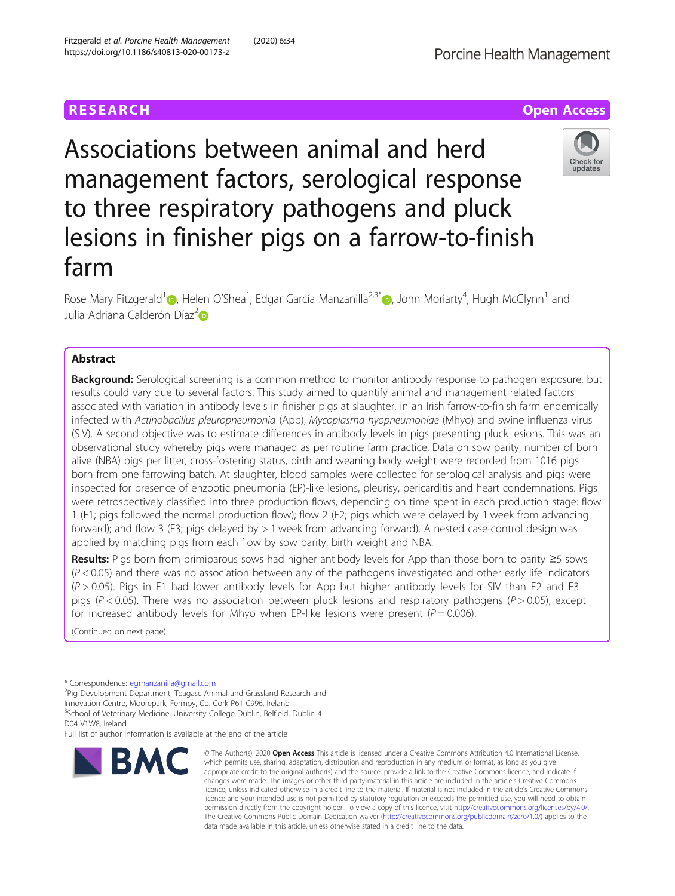RESEARCH Open Access

# Associations between animal and herd management factors, serological response to three respiratory pathogens and pluck lesions in finisher pigs on a farrow-to-finish farm

Rose Mary Fitzgerald[1], Helen O'Shea[1], Edgar García Manzanilla[2,3*], John Moriarty[4], Hugh McGlynn[1] and Julia Adriana Calderón Díaz[2]

## Abstract

**Background:** Serological screening is a common method to monitor antibody response to pathogen exposure, but results could vary due to several factors. This study aimed to quantify animal and management related factors associated with variation in antibody levels in finisher pigs at slaughter, in an Irish farrow-to-finish farm endemically infected with *Actinobacillus pleuropneumonia* (App), *Mycoplasma hyopneumoniae* (Mhyo) and swine influenza virus (SIV). A second objective was to estimate differences in antibody levels in pigs presenting pluck lesions. This was an observational study whereby pigs were managed as per routine farm practice. Data on sow parity, number of born alive (NBA) pigs per litter, cross-fostering status, birth and weaning body weight were recorded from 1016 pigs born from one farrowing batch. At slaughter, blood samples were collected for serological analysis and pigs were inspected for presence of enzootic pneumonia (EP)-like lesions, pleurisy, pericarditis and heart condemnations. Pigs were retrospectively classified into three production flows, depending on time spent in each production stage: flow 1 (F1; pigs followed the normal production flow); flow 2 (F2; pigs which were delayed by 1 week from advancing forward); and flow 3 (F3; pigs delayed by > 1 week from advancing forward). A nested case-control design was applied by matching pigs from each flow by sow parity, birth weight and NBA.

**Results:** Pigs born from primiparous sows had higher antibody levels for App than those born to parity ≥5 sows ($P < 0.05$) and there was no association between any of the pathogens investigated and other early life indicators ($P > 0.05$). Pigs in F1 had lower antibody levels for App but higher antibody levels for SIV than F2 and F3 pigs ($P < 0.05$). There was no association between pluck lesions and respiratory pathogens ($P > 0.05$), except for increased antibody levels for Mhyo when EP-like lesions were present ($P = 0.006$).

(Continued on next page)

\* Correspondence: egmanzanilla@gmail.com
[2]Pig Development Department, Teagasc Animal and Grassland Research and Innovation Centre, Moorepark, Fermoy, Co. Cork P61 C996, Ireland
[3]School of Veterinary Medicine, University College Dublin, Belfield, Dublin 4 D04 V1W8, Ireland
Full list of author information is available at the end of the article

© The Author(s). 2020 **Open Access** This article is licensed under a Creative Commons Attribution 4.0 International License, which permits use, sharing, adaptation, distribution and reproduction in any medium or format, as long as you give appropriate credit to the original author(s) and the source, provide a link to the Creative Commons licence, and indicate if changes were made. The images or other third party material in this article are included in the article's Creative Commons licence, unless indicated otherwise in a credit line to the material. If material is not included in the article's Creative Commons licence and your intended use is not permitted by statutory regulation or exceeds the permitted use, you will need to obtain permission directly from the copyright holder. To view a copy of this licence, visit http://creativecommons.org/licenses/by/4.0/. The Creative Commons Public Domain Dedication waiver (http://creativecommons.org/publicdomain/zero/1.0/) applies to the data made available in this article, unless otherwise stated in a credit line to the data.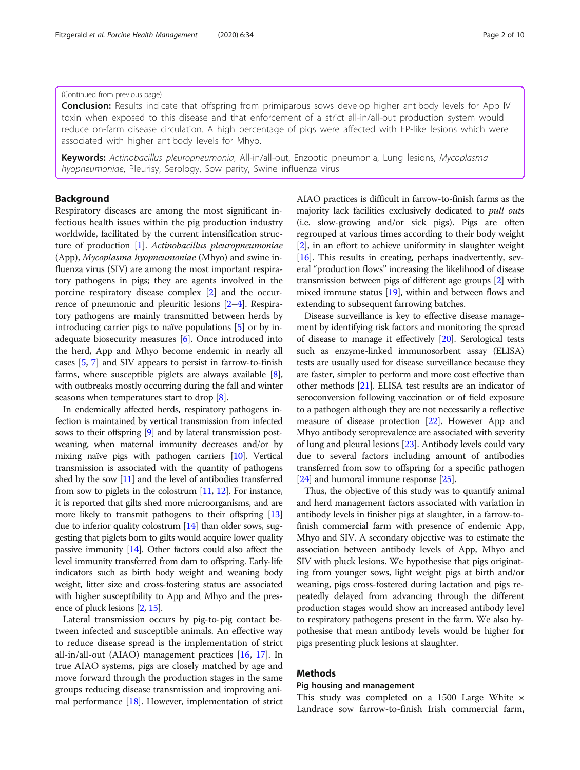(Continued from previous page)

**Conclusion:** Results indicate that offspring from primiparous sows develop higher antibody levels for App IV toxin when exposed to this disease and that enforcement of a strict all-in/all-out production system would reduce on-farm disease circulation. A high percentage of pigs were affected with EP-like lesions which were associated with higher antibody levels for Mhyo.

**Keywords:** *Actinobacillus pleuropneumonia*, All-in/all-out, Enzootic pneumonia, Lung lesions, *Mycoplasma hyopneumoniae*, Pleurisy, Serology, Sow parity, Swine influenza virus

## Background

Respiratory diseases are among the most significant infectious health issues within the pig production industry worldwide, facilitated by the current intensification structure of production [1]. *Actinobacillus pleuropneumoniae* (App), *Mycoplasma hyopneumoniae* (Mhyo) and swine influenza virus (SIV) are among the most important respiratory pathogens in pigs; they are agents involved in the porcine respiratory disease complex [2] and the occurrence of pneumonic and pleuritic lesions [2–4]. Respiratory pathogens are mainly transmitted between herds by introducing carrier pigs to naïve populations [5] or by inadequate biosecurity measures [6]. Once introduced into the herd, App and Mhyo become endemic in nearly all cases [5, 7] and SIV appears to persist in farrow-to-finish farms, where susceptible piglets are always available [8], with outbreaks mostly occurring during the fall and winter seasons when temperatures start to drop [8].

In endemically affected herds, respiratory pathogens infection is maintained by vertical transmission from infected sows to their offspring [9] and by lateral transmission post-weaning, when maternal immunity decreases and/or by mixing naïve pigs with pathogen carriers [10]. Vertical transmission is associated with the quantity of pathogens shed by the sow [11] and the level of antibodies transferred from sow to piglets in the colostrum [11, 12]. For instance, it is reported that gilts shed more microorganisms, and are more likely to transmit pathogens to their offspring [13] due to inferior quality colostrum [14] than older sows, suggesting that piglets born to gilts would acquire lower quality passive immunity [14]. Other factors could also affect the level immunity transferred from dam to offspring. Early-life indicators such as birth body weight and weaning body weight, litter size and cross-fostering status are associated with higher susceptibility to App and Mhyo and the presence of pluck lesions [2, 15].

Lateral transmission occurs by pig-to-pig contact between infected and susceptible animals. An effective way to reduce disease spread is the implementation of strict all-in/all-out (AIAO) management practices [16, 17]. In true AIAO systems, pigs are closely matched by age and move forward through the production stages in the same groups reducing disease transmission and improving animal performance [18]. However, implementation of strict AIAO practices is difficult in farrow-to-finish farms as the majority lack facilities exclusively dedicated to *pull outs* (i.e. slow-growing and/or sick pigs). Pigs are often regrouped at various times according to their body weight [2], in an effort to achieve uniformity in slaughter weight [16]. This results in creating, perhaps inadvertently, several "production flows" increasing the likelihood of disease transmission between pigs of different age groups [2] with mixed immune status [19], within and between flows and extending to subsequent farrowing batches.

Disease surveillance is key to effective disease management by identifying risk factors and monitoring the spread of disease to manage it effectively [20]. Serological tests such as enzyme-linked immunosorbent assay (ELISA) tests are usually used for disease surveillance because they are faster, simpler to perform and more cost effective than other methods [21]. ELISA test results are an indicator of seroconversion following vaccination or of field exposure to a pathogen although they are not necessarily a reflective measure of disease protection [22]. However App and Mhyo antibody seroprevalence are associated with severity of lung and pleural lesions [23]. Antibody levels could vary due to several factors including amount of antibodies transferred from sow to offspring for a specific pathogen [24] and humoral immune response [25].

Thus, the objective of this study was to quantify animal and herd management factors associated with variation in antibody levels in finisher pigs at slaughter, in a farrow-to-finish commercial farm with presence of endemic App, Mhyo and SIV. A secondary objective was to estimate the association between antibody levels of App, Mhyo and SIV with pluck lesions. We hypothesise that pigs originating from younger sows, light weight pigs at birth and/or weaning, pigs cross-fostered during lactation and pigs repeatedly delayed from advancing through the different production stages would show an increased antibody level to respiratory pathogens present in the farm. We also hypothesise that mean antibody levels would be higher for pigs presenting pluck lesions at slaughter.

## Methods

### Pig housing and management

This study was completed on a 1500 Large White × Landrace sow farrow-to-finish Irish commercial farm,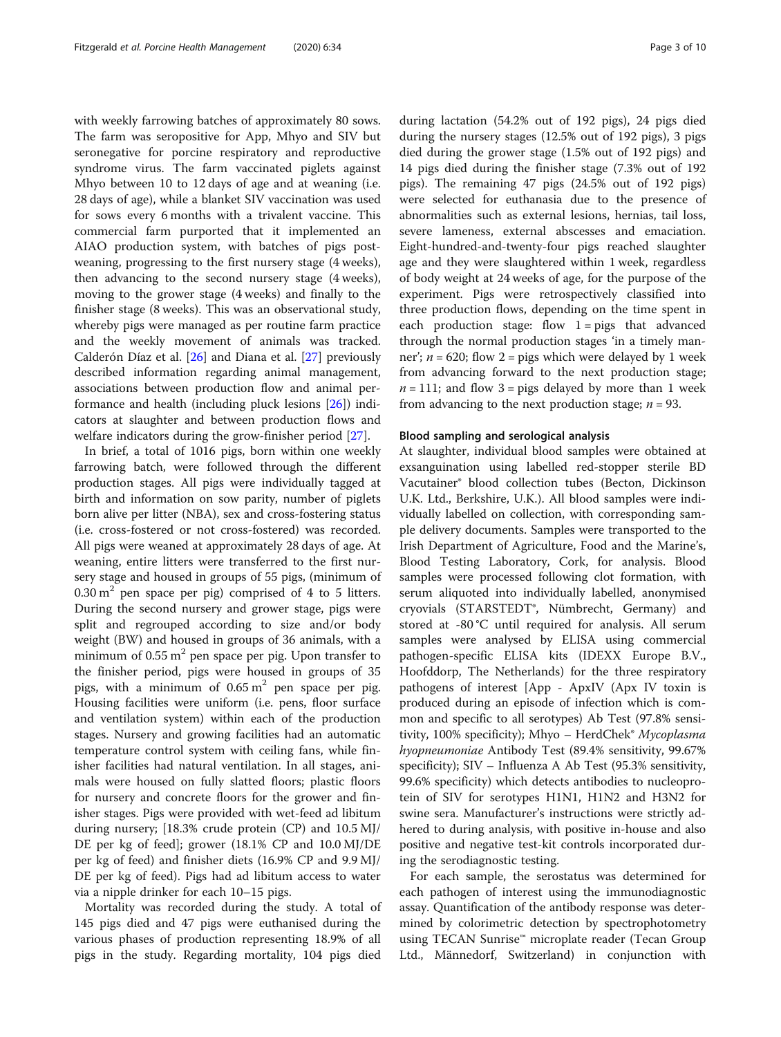with weekly farrowing batches of approximately 80 sows. The farm was seropositive for App, Mhyo and SIV but seronegative for porcine respiratory and reproductive syndrome virus. The farm vaccinated piglets against Mhyo between 10 to 12 days of age and at weaning (i.e. 28 days of age), while a blanket SIV vaccination was used for sows every 6 months with a trivalent vaccine. This commercial farm purported that it implemented an AIAO production system, with batches of pigs post-weaning, progressing to the first nursery stage (4 weeks), then advancing to the second nursery stage (4 weeks), moving to the grower stage (4 weeks) and finally to the finisher stage (8 weeks). This was an observational study, whereby pigs were managed as per routine farm practice and the weekly movement of animals was tracked. Calderón Díaz et al. [26] and Diana et al. [27] previously described information regarding animal management, associations between production flow and animal performance and health (including pluck lesions [26]) indicators at slaughter and between production flows and welfare indicators during the grow-finisher period [27].

In brief, a total of 1016 pigs, born within one weekly farrowing batch, were followed through the different production stages. All pigs were individually tagged at birth and information on sow parity, number of piglets born alive per litter (NBA), sex and cross-fostering status (i.e. cross-fostered or not cross-fostered) was recorded. All pigs were weaned at approximately 28 days of age. At weaning, entire litters were transferred to the first nursery stage and housed in groups of 55 pigs, (minimum of $0.30\,m^2$ pen space per pig) comprised of 4 to 5 litters. During the second nursery and grower stage, pigs were split and regrouped according to size and/or body weight (BW) and housed in groups of 36 animals, with a minimum of $0.55\,m^2$ pen space per pig. Upon transfer to the finisher period, pigs were housed in groups of 35 pigs, with a minimum of $0.65\,m^2$ pen space per pig. Housing facilities were uniform (i.e. pens, floor surface and ventilation system) within each of the production stages. Nursery and growing facilities had an automatic temperature control system with ceiling fans, while finisher facilities had natural ventilation. In all stages, animals were housed on fully slatted floors; plastic floors for nursery and concrete floors for the grower and finisher stages. Pigs were provided with wet-feed ad libitum during nursery; [18.3% crude protein (CP) and 10.5 MJ/DE per kg of feed]; grower (18.1% CP and 10.0 MJ/DE per kg of feed) and finisher diets (16.9% CP and 9.9 MJ/DE per kg of feed). Pigs had ad libitum access to water via a nipple drinker for each 10–15 pigs.

Mortality was recorded during the study. A total of 145 pigs died and 47 pigs were euthanised during the various phases of production representing 18.9% of all pigs in the study. Regarding mortality, 104 pigs died during lactation (54.2% out of 192 pigs), 24 pigs died during the nursery stages (12.5% out of 192 pigs), 3 pigs died during the grower stage (1.5% out of 192 pigs) and 14 pigs died during the finisher stage (7.3% out of 192 pigs). The remaining 47 pigs (24.5% out of 192 pigs) were selected for euthanasia due to the presence of abnormalities such as external lesions, hernias, tail loss, severe lameness, external abscesses and emaciation. Eight-hundred-and-twenty-four pigs reached slaughter age and they were slaughtered within 1 week, regardless of body weight at 24 weeks of age, for the purpose of the experiment. Pigs were retrospectively classified into three production flows, depending on the time spent in each production stage: flow 1 = pigs that advanced through the normal production stages 'in a timely manner'; $n = 620$; flow 2 = pigs which were delayed by 1 week from advancing forward to the next production stage; $n = 111$; and flow 3 = pigs delayed by more than 1 week from advancing to the next production stage; $n = 93$.

### Blood sampling and serological analysis

At slaughter, individual blood samples were obtained at exsanguination using labelled red-stopper sterile BD Vacutainer® blood collection tubes (Becton, Dickinson U.K. Ltd., Berkshire, U.K.). All blood samples were individually labelled on collection, with corresponding sample delivery documents. Samples were transported to the Irish Department of Agriculture, Food and the Marine's, Blood Testing Laboratory, Cork, for analysis. Blood samples were processed following clot formation, with serum aliquoted into individually labelled, anonymised cryovials (STARSTEDT®, Nümbrecht, Germany) and stored at -80 °C until required for analysis. All serum samples were analysed by ELISA using commercial pathogen-specific ELISA kits (IDEXX Europe B.V., Hoofddorp, The Netherlands) for the three respiratory pathogens of interest [App - ApxIV (Apx IV toxin is produced during an episode of infection which is common and specific to all serotypes) Ab Test (97.8% sensitivity, 100% specificity); Mhyo – HerdChek® *Mycoplasma hyopneumoniae* Antibody Test (89.4% sensitivity, 99.67% specificity); SIV – Influenza A Ab Test (95.3% sensitivity, 99.6% specificity) which detects antibodies to nucleoprotein of SIV for serotypes H1N1, H1N2 and H3N2 for swine sera. Manufacturer's instructions were strictly adhered to during analysis, with positive in-house and also positive and negative test-kit controls incorporated during the serodiagnostic testing.

For each sample, the serostatus was determined for each pathogen of interest using the immunodiagnostic assay. Quantification of the antibody response was determined by colorimetric detection by spectrophotometry using TECAN Sunrise™ microplate reader (Tecan Group Ltd., Männedorf, Switzerland) in conjunction with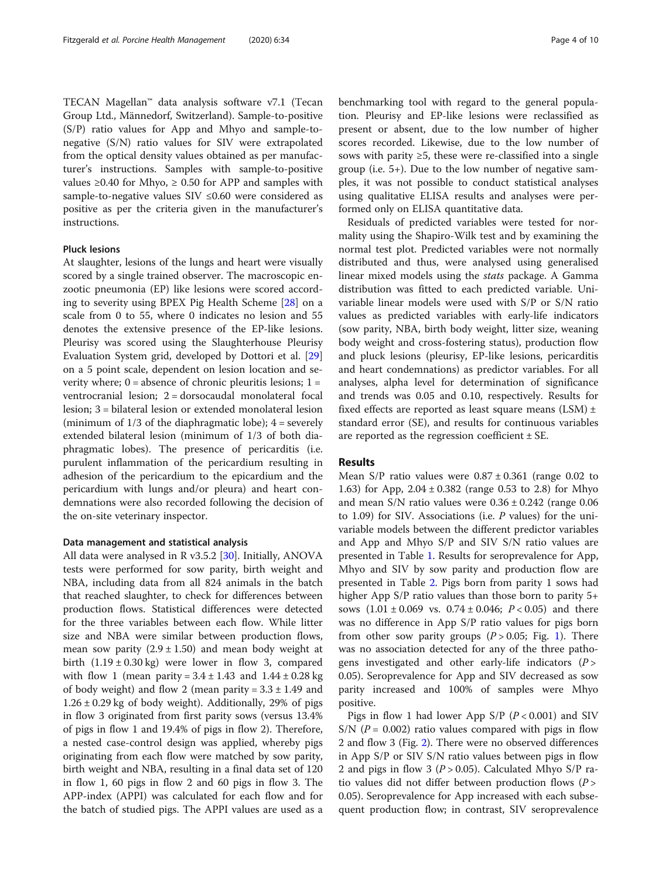TECAN Magellan™ data analysis software v7.1 (Tecan Group Ltd., Männedorf, Switzerland). Sample-to-positive (S/P) ratio values for App and Mhyo and sample-to-negative (S/N) ratio values for SIV were extrapolated from the optical density values obtained as per manufacturer's instructions. Samples with sample-to-positive values ≥0.40 for Mhyo, ≥ 0.50 for APP and samples with sample-to-negative values SIV ≤0.60 were considered as positive as per the criteria given in the manufacturer's instructions.

### Pluck lesions

At slaughter, lesions of the lungs and heart were visually scored by a single trained observer. The macroscopic enzootic pneumonia (EP) like lesions were scored according to severity using BPEX Pig Health Scheme [28] on a scale from 0 to 55, where 0 indicates no lesion and 55 denotes the extensive presence of the EP-like lesions. Pleurisy was scored using the Slaughterhouse Pleurisy Evaluation System grid, developed by Dottori et al. [29] on a 5 point scale, dependent on lesion location and severity where; 0 = absence of chronic pleuritis lesions; 1 = ventrocranial lesion; 2 = dorsocaudal monolateral focal lesion; 3 = bilateral lesion or extended monolateral lesion (minimum of 1/3 of the diaphragmatic lobe); 4 = severely extended bilateral lesion (minimum of 1/3 of both diaphragmatic lobes). The presence of pericarditis (i.e. purulent inflammation of the pericardium resulting in adhesion of the pericardium to the epicardium and the pericardium with lungs and/or pleura) and heart condemnations were also recorded following the decision of the on-site veterinary inspector.

### Data management and statistical analysis

All data were analysed in R v3.5.2 [30]. Initially, ANOVA tests were performed for sow parity, birth weight and NBA, including data from all 824 animals in the batch that reached slaughter, to check for differences between production flows. Statistical differences were detected for the three variables between each flow. While litter size and NBA were similar between production flows, mean sow parity (2.9 ± 1.50) and mean body weight at birth (1.19 ± 0.30 kg) were lower in flow 3, compared with flow 1 (mean parity = 3.4 ± 1.43 and 1.44 ± 0.28 kg of body weight) and flow 2 (mean parity = 3.3 ± 1.49 and 1.26 ± 0.29 kg of body weight). Additionally, 29% of pigs in flow 3 originated from first parity sows (versus 13.4% of pigs in flow 1 and 19.4% of pigs in flow 2). Therefore, a nested case-control design was applied, whereby pigs originating from each flow were matched by sow parity, birth weight and NBA, resulting in a final data set of 120 in flow 1, 60 pigs in flow 2 and 60 pigs in flow 3. The APP-index (APPI) was calculated for each flow and for the batch of studied pigs. The APPI values are used as a benchmarking tool with regard to the general population. Pleurisy and EP-like lesions were reclassified as present or absent, due to the low number of higher scores recorded. Likewise, due to the low number of sows with parity ≥5, these were re-classified into a single group (i.e. 5+). Due to the low number of negative samples, it was not possible to conduct statistical analyses using qualitative ELISA results and analyses were performed only on ELISA quantitative data.

Residuals of predicted variables were tested for normality using the Shapiro-Wilk test and by examining the normal test plot. Predicted variables were not normally distributed and thus, were analysed using generalised linear mixed models using the *stats* package. A Gamma distribution was fitted to each predicted variable. Univariable linear models were used with S/P or S/N ratio values as predicted variables with early-life indicators (sow parity, NBA, birth body weight, litter size, weaning body weight and cross-fostering status), production flow and pluck lesions (pleurisy, EP-like lesions, pericarditis and heart condemnations) as predictor variables. For all analyses, alpha level for determination of significance and trends was 0.05 and 0.10, respectively. Results for fixed effects are reported as least square means (LSM) ± standard error (SE), and results for continuous variables are reported as the regression coefficient ± SE.

## Results

Mean S/P ratio values were 0.87 ± 0.361 (range 0.02 to 1.63) for App, 2.04 ± 0.382 (range 0.53 to 2.8) for Mhyo and mean S/N ratio values were 0.36 ± 0.242 (range 0.06 to 1.09) for SIV. Associations (i.e. *P* values) for the univariable models between the different predictor variables and App and Mhyo S/P and SIV S/N ratio values are presented in Table 1. Results for seroprevalence for App, Mhyo and SIV by sow parity and production flow are presented in Table 2. Pigs born from parity 1 sows had higher App S/P ratio values than those born to parity 5+ sows (1.01 ± 0.069 vs. 0.74 ± 0.046; $P < 0.05$) and there was no difference in App S/P ratio values for pigs born from other sow parity groups ($P > 0.05$; Fig. 1). There was no association detected for any of the three pathogens investigated and other early-life indicators ($P > 0.05$). Seroprevalence for App and SIV decreased as sow parity increased and 100% of samples were Mhyo positive.

Pigs in flow 1 had lower App S/P ($P < 0.001$) and SIV S/N ($P = 0.002$) ratio values compared with pigs in flow 2 and flow 3 (Fig. 2). There were no observed differences in App S/P or SIV S/N ratio values between pigs in flow 2 and pigs in flow 3 ($P > 0.05$). Calculated Mhyo S/P ratio values did not differ between production flows ($P > 0.05$). Seroprevalence for App increased with each subsequent production flow; in contrast, SIV seroprevalence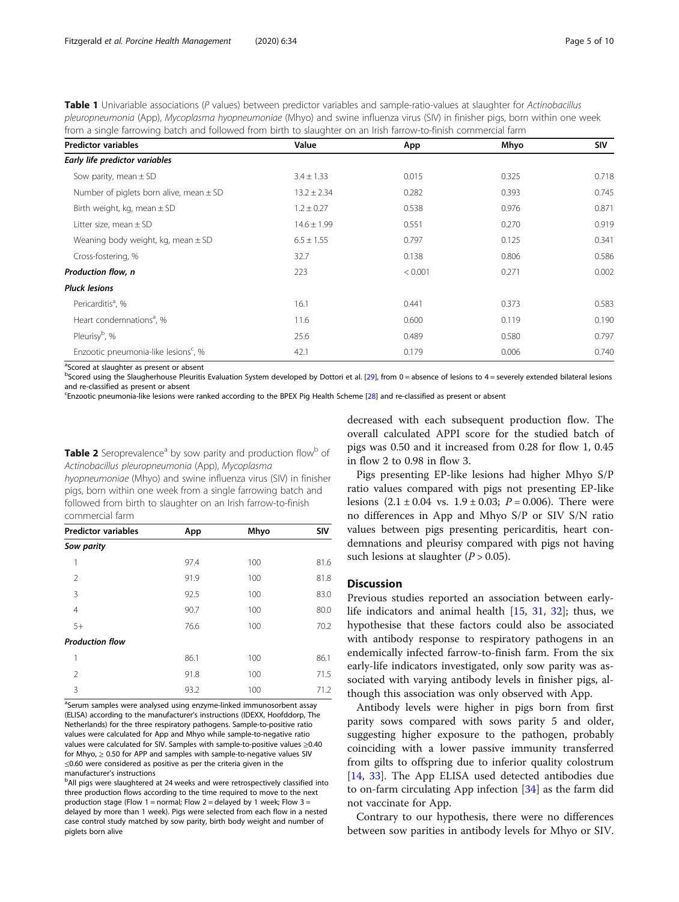**Table 1** Univariable associations (*P* values) between predictor variables and sample-ratio-values at slaughter for *Actinobacillus pleuropneumonia* (App), *Mycoplasma hyopneumoniae* (Mhyo) and swine influenza virus (SIV) in finisher pigs, born within one week from a single farrowing batch and followed from birth to slaughter on an Irish farrow-to-finish commercial farm

| Predictor variables | Value | App | Mhyo | SIV |
|---|---|---|---|---|
| ***Early life predictor variables*** | | | | |
| Sow parity, mean ± SD | 3.4 ± 1.33 | 0.015 | 0.325 | 0.718 |
| Number of piglets born alive, mean ± SD | 13.2 ± 2.34 | 0.282 | 0.393 | 0.745 |
| Birth weight, kg, mean ± SD | 1.2 ± 0.27 | 0.538 | 0.976 | 0.871 |
| Litter size, mean ± SD | 14.6 ± 1.99 | 0.551 | 0.270 | 0.919 |
| Weaning body weight, kg, mean ± SD | 6.5 ± 1.55 | 0.797 | 0.125 | 0.341 |
| Cross-fostering, % | 32.7 | 0.138 | 0.806 | 0.586 |
| ***Production flow, n*** | 223 | < 0.001 | 0.271 | 0.002 |
| ***Pluck lesions*** | | | | |
| Pericarditis[a], % | 16.1 | 0.441 | 0.373 | 0.583 |
| Heart condemnations[a], % | 11.6 | 0.600 | 0.119 | 0.190 |
| Pleurisy[b], % | 25.6 | 0.489 | 0.580 | 0.797 |
| Enzootic pneumonia-like lesions[c], % | 42.1 | 0.179 | 0.006 | 0.740 |

[a]Scored at slaughter as present or absent
[b]Scored using the Slaughterhouse Pleuritis Evaluation System developed by Dottori et al. [29], from 0 = absence of lesions to 4 = severely extended bilateral lesions and re-classified as present or absent
[c]Enzootic pneumonia-like lesions were ranked according to the BPEX Pig Health Scheme [28] and re-classified as present or absent

**Table 2** Seroprevalence[a] by sow parity and production flow[b] of *Actinobacillus pleuropneumonia* (App), *Mycoplasma hyopneumoniae* (Mhyo) and swine influenza virus (SIV) in finisher pigs, born within one week from a single farrowing batch and followed from birth to slaughter on an Irish farrow-to-finish commercial farm

| Predictor variables | App | Mhyo | SIV |
|---|---|---|---|
| ***Sow parity*** | | | |
| 1 | 97.4 | 100 | 81.6 |
| 2 | 91.9 | 100 | 81.8 |
| 3 | 92.5 | 100 | 83.0 |
| 4 | 90.7 | 100 | 80.0 |
| 5+ | 76.6 | 100 | 70.2 |
| ***Production flow*** | | | |
| 1 | 86.1 | 100 | 86.1 |
| 2 | 91.8 | 100 | 71.5 |
| 3 | 93.2 | 100 | 71.2 |

[a]Serum samples were analysed using enzyme-linked immunosorbent assay (ELISA) according to the manufacturer's instructions (IDEXX, Hoofddorp, The Netherlands) for the three respiratory pathogens. Sample-to-positive ratio values were calculated for App and Mhyo while sample-to-negative ratio values were calculated for SIV. Samples with sample-to-positive values ≥0.40 for Mhyo, ≥ 0.50 for APP and samples with sample-to-negative values SIV ≤0.60 were considered as positive as per the criteria given in the manufacturer's instructions
[b]All pigs were slaughtered at 24 weeks and were retrospectively classified into three production flows according to the time required to move to the next production stage (Flow 1 = normal; Flow 2 = delayed by 1 week; Flow 3 = delayed by more than 1 week). Pigs were selected from each flow in a nested case control study matched by sow parity, birth body weight and number of piglets born alive

decreased with each subsequent production flow. The overall calculated APPI score for the studied batch of pigs was 0.50 and it increased from 0.28 for flow 1, 0.45 in flow 2 to 0.98 in flow 3.

Pigs presenting EP-like lesions had higher Mhyo S/P ratio values compared with pigs not presenting EP-like lesions (2.1 ± 0.04 vs. 1.9 ± 0.03; $P = 0.006$). There were no differences in App and Mhyo S/P or SIV S/N ratio values between pigs presenting pericarditis, heart condemnations and pleurisy compared with pigs not having such lesions at slaughter ($P > 0.05$).

## Discussion

Previous studies reported an association between early-life indicators and animal health [15, 31, 32]; thus, we hypothesise that these factors could also be associated with antibody response to respiratory pathogens in an endemically infected farrow-to-finish farm. From the six early-life indicators investigated, only sow parity was associated with varying antibody levels in finisher pigs, although this association was only observed with App.

Antibody levels were higher in pigs born from first parity sows compared with sows parity 5 and older, suggesting higher exposure to the pathogen, probably coinciding with a lower passive immunity transferred from gilts to offspring due to inferior quality colostrum [14, 33]. The App ELISA used detected antibodies due to on-farm circulating App infection [34] as the farm did not vaccinate for App.

Contrary to our hypothesis, there were no differences between sow parities in antibody levels for Mhyo or SIV.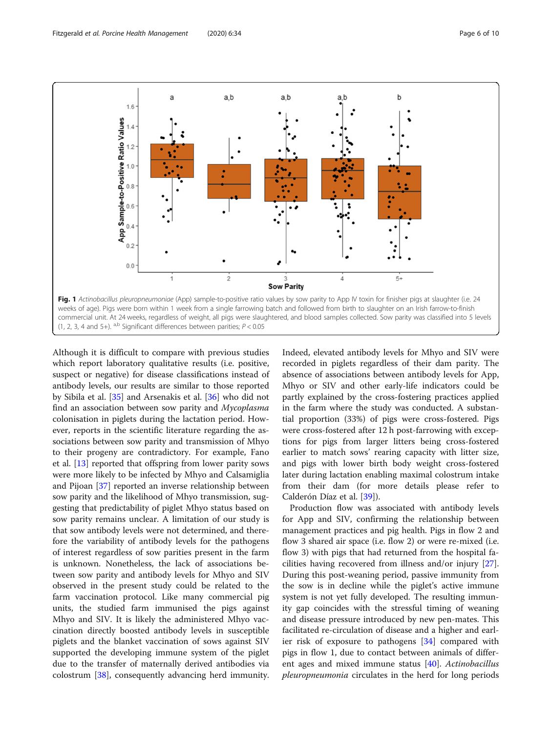Fig. 1 *Actinobacillus pleuropneumoniae* (App) sample-to-positive ratio values by sow parity to App IV toxin for finisher pigs at slaughter (i.e. 24 weeks of age). Pigs were born within 1 week from a single farrowing batch and followed from birth to slaughter on an Irish farrow-to-finish commercial unit. At 24 weeks, regardless of weight, all pigs were slaughtered, and blood samples collected. Sow parity was classified into 5 levels (1, 2, 3, 4 and 5+). [a,b] Significant differences between parities; $P < 0.05$

Although it is difficult to compare with previous studies which report laboratory qualitative results (i.e. positive, suspect or negative) for disease classifications instead of antibody levels, our results are similar to those reported by Sibila et al. [35] and Arsenakis et al. [36] who did not find an association between sow parity and *Mycoplasma* colonisation in piglets during the lactation period. However, reports in the scientific literature regarding the associations between sow parity and transmission of Mhyo to their progeny are contradictory. For example, Fano et al. [13] reported that offspring from lower parity sows were more likely to be infected by Mhyo and Calsamiglia and Pijoan [37] reported an inverse relationship between sow parity and the likelihood of Mhyo transmission, suggesting that predictability of piglet Mhyo status based on sow parity remains unclear. A limitation of our study is that sow antibody levels were not determined, and therefore the variability of antibody levels for the pathogens of interest regardless of sow parities present in the farm is unknown. Nonetheless, the lack of associations between sow parity and antibody levels for Mhyo and SIV observed in the present study could be related to the farm vaccination protocol. Like many commercial pig units, the studied farm immunised the pigs against Mhyo and SIV. It is likely the administered Mhyo vaccination directly boosted antibody levels in susceptible piglets and the blanket vaccination of sows against SIV supported the developing immune system of the piglet due to the transfer of maternally derived antibodies via colostrum [38], consequently advancing herd immunity. Indeed, elevated antibody levels for Mhyo and SIV were recorded in piglets regardless of their dam parity. The absence of associations between antibody levels for App, Mhyo or SIV and other early-life indicators could be partly explained by the cross-fostering practices applied in the farm where the study was conducted. A substantial proportion (33%) of pigs were cross-fostered. Pigs were cross-fostered after 12 h post-farrowing with exceptions for pigs from larger litters being cross-fostered earlier to match sows' rearing capacity with litter size, and pigs with lower birth body weight cross-fostered later during lactation enabling maximal colostrum intake from their dam (for more details please refer to Calderón Díaz et al. [39]).

Production flow was associated with antibody levels for App and SIV, confirming the relationship between management practices and pig health. Pigs in flow 2 and flow 3 shared air space (i.e. flow 2) or were re-mixed (i.e. flow 3) with pigs that had returned from the hospital facilities having recovered from illness and/or injury [27]. During this post-weaning period, passive immunity from the sow is in decline while the piglet's active immune system is not yet fully developed. The resulting immunity gap coincides with the stressful timing of weaning and disease pressure introduced by new pen-mates. This facilitated re-circulation of disease and a higher and earlier risk of exposure to pathogens [34] compared with pigs in flow 1, due to contact between animals of different ages and mixed immune status [40]. *Actinobacillus pleuropneumonia* circulates in the herd for long periods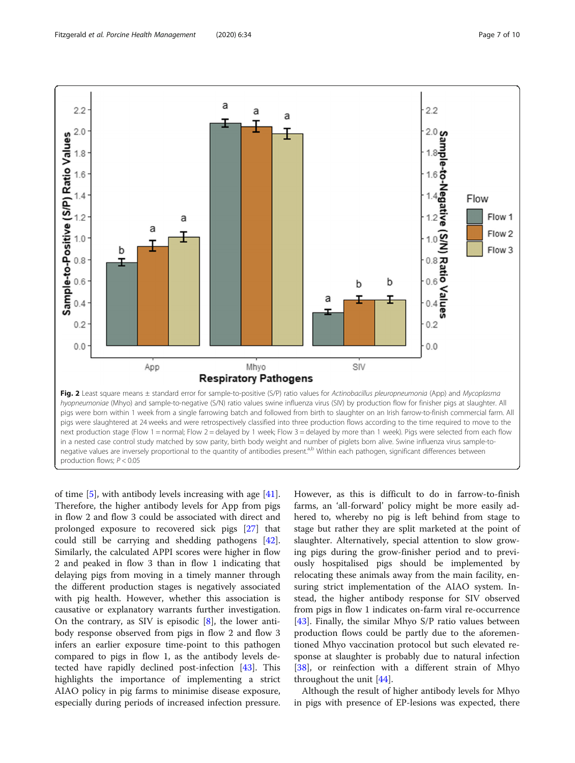**Fig. 2** Least square means ± standard error for sample-to-positive (S/P) ratio values for *Actinobacillus pleuropneumonia* (App) and *Mycoplasma hyopneumoniae* (Mhyo) and sample-to-negative (S/N) ratio values swine influenza virus (SIV) by production flow for finisher pigs at slaughter. All pigs were born within 1 week from a single farrowing batch and followed from birth to slaughter on an Irish farrow-to-finish commercial farm. All pigs were slaughtered at 24 weeks and were retrospectively classified into three production flows according to the time required to move to the next production stage (Flow 1 = normal; Flow 2 = delayed by 1 week; Flow 3 = delayed by more than 1 week). Pigs were selected from each flow in a nested case control study matched by sow parity, birth body weight and number of piglets born alive. Swine influenza virus sample-to-negative values are inversely proportional to the quantity of antibodies present.[a,b] Within each pathogen, significant differences between production flows; $P < 0.05$

of time [5], with antibody levels increasing with age [41]. Therefore, the higher antibody levels for App from pigs in flow 2 and flow 3 could be associated with direct and prolonged exposure to recovered sick pigs [27] that could still be carrying and shedding pathogens [42]. Similarly, the calculated APPI scores were higher in flow 2 and peaked in flow 3 than in flow 1 indicating that delaying pigs from moving in a timely manner through the different production stages is negatively associated with pig health. However, whether this association is causative or explanatory warrants further investigation. On the contrary, as SIV is episodic [8], the lower antibody response observed from pigs in flow 2 and flow 3 infers an earlier exposure time-point to this pathogen compared to pigs in flow 1, as the antibody levels detected have rapidly declined post-infection [43]. This highlights the importance of implementing a strict AIAO policy in pig farms to minimise disease exposure, especially during periods of increased infection pressure. However, as this is difficult to do in farrow-to-finish farms, an 'all-forward' policy might be more easily adhered to, whereby no pig is left behind from stage to stage but rather they are split marketed at the point of slaughter. Alternatively, special attention to slow growing pigs during the grow-finisher period and to previously hospitalised pigs should be implemented by relocating these animals away from the main facility, ensuring strict implementation of the AIAO system. Instead, the higher antibody response for SIV observed from pigs in flow 1 indicates on-farm viral re-occurrence [43]. Finally, the similar Mhyo S/P ratio values between production flows could be partly due to the aforementioned Mhyo vaccination protocol but such elevated response at slaughter is probably due to natural infection [38], or reinfection with a different strain of Mhyo throughout the unit [44].

Although the result of higher antibody levels for Mhyo in pigs with presence of EP-lesions was expected, there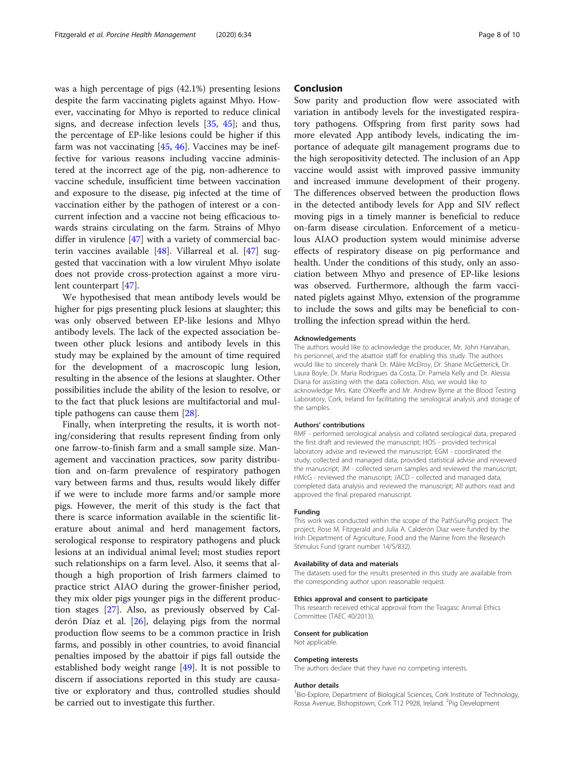was a high percentage of pigs (42.1%) presenting lesions despite the farm vaccinating piglets against Mhyo. However, vaccinating for Mhyo is reported to reduce clinical signs, and decrease infection levels [35, 45]; and thus, the percentage of EP-like lesions could be higher if this farm was not vaccinating [45, 46]. Vaccines may be ineffective for various reasons including vaccine administered at the incorrect age of the pig, non-adherence to vaccine schedule, insufficient time between vaccination and exposure to the disease, pig infected at the time of vaccination either by the pathogen of interest or a concurrent infection and a vaccine not being efficacious towards strains circulating on the farm. Strains of Mhyo differ in virulence [47] with a variety of commercial bacterin vaccines available [48]. Villarreal et al. [47] suggested that vaccination with a low virulent Mhyo isolate does not provide cross-protection against a more virulent counterpart [47].

We hypothesised that mean antibody levels would be higher for pigs presenting pluck lesions at slaughter; this was only observed between EP-like lesions and Mhyo antibody levels. The lack of the expected association between other pluck lesions and antibody levels in this study may be explained by the amount of time required for the development of a macroscopic lung lesion, resulting in the absence of the lesions at slaughter. Other possibilities include the ability of the lesion to resolve, or to the fact that pluck lesions are multifactorial and multiple pathogens can cause them [28].

Finally, when interpreting the results, it is worth noting/considering that results represent finding from only one farrow-to-finish farm and a small sample size. Management and vaccination practices, sow parity distribution and on-farm prevalence of respiratory pathogen vary between farms and thus, results would likely differ if we were to include more farms and/or sample more pigs. However, the merit of this study is the fact that there is scarce information available in the scientific literature about animal and herd management factors, serological response to respiratory pathogens and pluck lesions at an individual animal level; most studies report such relationships on a farm level. Also, it seems that although a high proportion of Irish farmers claimed to practice strict AIAO during the grower-finisher period, they mix older pigs younger pigs in the different production stages [27]. Also, as previously observed by Calderón Díaz et al. [26], delaying pigs from the normal production flow seems to be a common practice in Irish farms, and possibly in other countries, to avoid financial penalties imposed by the abattoir if pigs fall outside the established body weight range [49]. It is not possible to discern if associations reported in this study are causative or exploratory and thus, controlled studies should be carried out to investigate this further.

## Conclusion

Sow parity and production flow were associated with variation in antibody levels for the investigated respiratory pathogens. Offspring from first parity sows had more elevated App antibody levels, indicating the importance of adequate gilt management programs due to the high seropositivity detected. The inclusion of an App vaccine would assist with improved passive immunity and increased immune development of their progeny. The differences observed between the production flows in the detected antibody levels for App and SIV reflect moving pigs in a timely manner is beneficial to reduce on-farm disease circulation. Enforcement of a meticulous AIAO production system would minimise adverse effects of respiratory disease on pig performance and health. Under the conditions of this study, only an association between Mhyo and presence of EP-like lesions was observed. Furthermore, although the farm vaccinated piglets against Mhyo, extension of the programme to include the sows and gilts may be beneficial to controlling the infection spread within the herd.

#### Acknowledgements

The authors would like to acknowledge the producer, Mr. John Hanrahan, his personnel, and the abattoir staff for enabling this study. The authors would like to sincerely thank Dr. Máire McElroy, Dr. Shane McGetterick, Dr. Laura Boyle, Dr. Maria Rodrigues da Costa, Dr. Pamela Kelly and Dr. Alessia Diana for assisting with the data collection. Also, we would like to acknowledge Mrs. Kate O'Keeffe and Mr. Andrew Byrne at the Blood Testing Laboratory, Cork, Ireland for facilitating the serological analysis and storage of the samples.

#### Authors' contributions

RMF - performed serological analysis and collated serological data, prepared the first draft and reviewed the manuscript; HOS - provided technical laboratory advise and reviewed the manuscript; EGM - coordinated the study, collected and managed data, provided statistical advise and reviewed the manuscript; JM - collected serum samples and reviewed the manuscript; HMcG - reviewed the manuscript; JACD - collected and managed data, completed data analysis and reviewed the manuscript; All authors read and approved the final prepared manuscript.

#### Funding

This work was conducted within the scope of the PathSurvPig project. The project, Rose M. Fitzgerald and Julia A. Calderón Díaz were funded by the Irish Department of Agriculture, Food and the Marine from the Research Stimulus Fund (grant number 14/S/832).

#### Availability of data and materials

The datasets used for the results presented in this study are available from the corresponding author upon reasonable request.

#### Ethics approval and consent to participate

This research received ethical approval from the Teagasc Animal Ethics Committee (TAEC 40/2013).

#### Consent for publication

Not applicable.

#### Competing interests

The authors declare that they have no competing interests.

#### Author details

[1]Bio-Explore, Department of Biological Sciences, Cork Institute of Technology, Rossa Avenue, Bishopstown, Cork T12 P928, Ireland. [2]Pig Development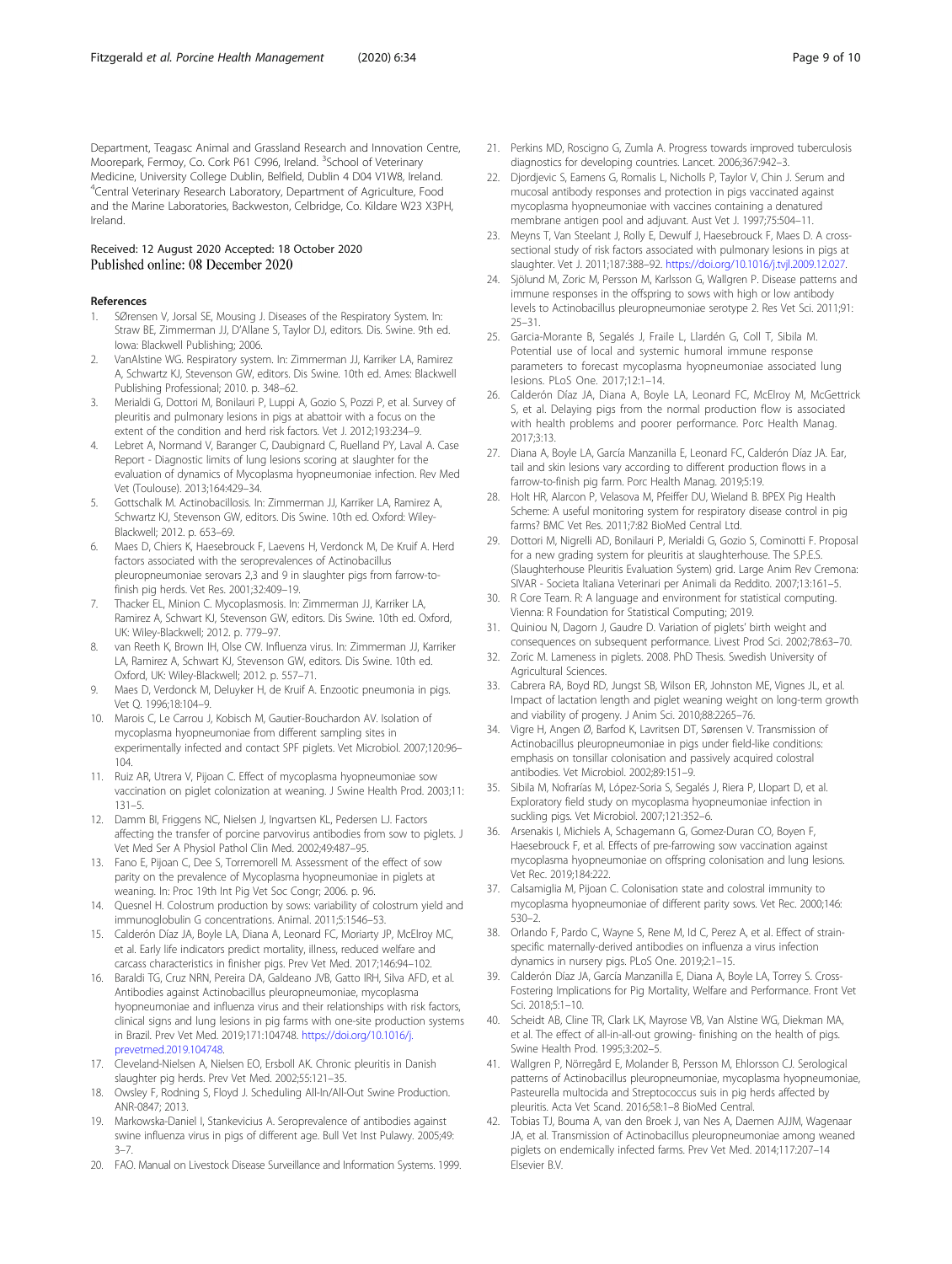Department, Teagasc Animal and Grassland Research and Innovation Centre, Moorepark, Fermoy, Co. Cork P61 C996, Ireland. [3]School of Veterinary Medicine, University College Dublin, Belfield, Dublin 4 D04 V1W8, Ireland. [4]Central Veterinary Research Laboratory, Department of Agriculture, Food and the Marine Laboratories, Backweston, Celbridge, Co. Kildare W23 X3PH, Ireland.

Received: 12 August 2020 Accepted: 18 October 2020
Published online: 08 December 2020

## References

1. SØrensen V, Jorsal SE, Mousing J. Diseases of the Respiratory System. In: Straw BE, Zimmerman JJ, D'Allane S, Taylor DJ, editors. Dis. Swine. 9th ed. Iowa: Blackwell Publishing; 2006.
2. VanAlstine WG. Respiratory system. In: Zimmerman JJ, Karriker LA, Ramirez A, Schwartz KJ, Stevenson GW, editors. Dis Swine. 10th ed. Ames: Blackwell Publishing Professional; 2010. p. 348–62.
3. Merialdi G, Dottori M, Bonilauri P, Luppi A, Gozio S, Pozzi P, et al. Survey of pleuritis and pulmonary lesions in pigs at abattoir with a focus on the extent of the condition and herd risk factors. Vet J. 2012;193:234–9.
4. Lebret A, Normand V, Baranger C, Daubignard C, Ruelland PY, Laval A. Case Report - Diagnostic limits of lung lesions scoring at slaughter for the evaluation of dynamics of Mycoplasma hyopneumoniae infection. Rev Med Vet (Toulouse). 2013;164:429–34.
5. Gottschalk M. Actinobacillosis. In: Zimmerman JJ, Karriker LA, Ramirez A, Schwartz KJ, Stevenson GW, editors. Dis Swine. 10th ed. Oxford: Wiley-Blackwell; 2012. p. 653–69.
6. Maes D, Chiers K, Haesebrouck F, Laevens H, Verdonck M, De Kruif A. Herd factors associated with the seroprevalences of Actinobacillus pleuropneumoniae serovars 2,3 and 9 in slaughter pigs from farrow-to-finish pig herds. Vet Res. 2001;32:409–19.
7. Thacker EL, Minion C. Mycoplasmosis. In: Zimmerman JJ, Karriker LA, Ramirez A, Schwart KJ, Stevenson GW, editors. Dis Swine. 10th ed. Oxford, UK: Wiley-Blackwell; 2012. p. 779–97.
8. van Reeth K, Brown IH, Olse CW. Influenza virus. In: Zimmerman JJ, Karriker LA, Ramirez A, Schwart KJ, Stevenson GW, editors. Dis Swine. 10th ed. Oxford, UK: Wiley-Blackwell; 2012. p. 557–71.
9. Maes D, Verdonck M, Deluyker H, de Kruif A. Enzootic pneumonia in pigs. Vet Q. 1996;18:104–9.
10. Marois C, Le Carrou J, Kobisch M, Gautier-Bouchardon AV. Isolation of mycoplasma hyopneumoniae from different sampling sites in experimentally infected and contact SPF piglets. Vet Microbiol. 2007;120:96–104.
11. Ruiz AR, Utrera V, Pijoan C. Effect of mycoplasma hyopneumoniae sow vaccination on piglet colonization at weaning. J Swine Health Prod. 2003;11:131–5.
12. Damm BI, Friggens NC, Nielsen J, Ingvartsen KL, Pedersen LJ. Factors affecting the transfer of porcine parvovirus antibodies from sow to piglets. J Vet Med Ser A Physiol Pathol Clin Med. 2002;49:487–95.
13. Fano E, Pijoan C, Dee S, Torremorell M. Assessment of the effect of sow parity on the prevalence of Mycoplasma hyopneumoniae in piglets at weaning. In: Proc 19th Int Pig Vet Soc Congr; 2006. p. 96.
14. Quesnel H. Colostrum production by sows: variability of colostrum yield and immunoglobulin G concentrations. Animal. 2011;5:1546–53.
15. Calderón Díaz JA, Boyle LA, Diana A, Leonard FC, Moriarty JP, McElroy MC, et al. Early life indicators predict mortality, illness, reduced welfare and carcass characteristics in finisher pigs. Prev Vet Med. 2017;146:94–102.
16. Baraldi TG, Cruz NRN, Pereira DA, Galdeano JVB, Gatto IRH, Silva AFD, et al. Antibodies against Actinobacillus pleuropneumoniae, mycoplasma hyopneumoniae and influenza virus and their relationships with risk factors, clinical signs and lung lesions in pig farms with one-site production systems in Brazil. Prev Vet Med. 2019;171:104748. https://doi.org/10.1016/j.prevetmed.2019.104748.
17. Cleveland-Nielsen A, Nielsen EO, Ersboll AK. Chronic pleuritis in Danish slaughter pig herds. Prev Vet Med. 2002;55:121–35.
18. Owsley F, Rodning S, Floyd J. Scheduling All-In/All-Out Swine Production. ANR-0847; 2013.
19. Markowska-Daniel I, Stankevicius A. Seroprevalence of antibodies against swine influenza virus in pigs of different age. Bull Vet Inst Pulawy. 2005;49:3–7.
20. FAO. Manual on Livestock Disease Surveillance and Information Systems. 1999.
21. Perkins MD, Roscigno G, Zumla A. Progress towards improved tuberculosis diagnostics for developing countries. Lancet. 2006;367:942–3.
22. Djordjevic S, Eamens G, Romalis L, Nicholls P, Taylor V, Chin J. Serum and mucosal antibody responses and protection in pigs vaccinated against mycoplasma hyopneumoniae with vaccines containing a denatured membrane antigen pool and adjuvant. Aust Vet J. 1997;75:504–11.
23. Meyns T, Van Steelant J, Rolly E, Dewulf J, Haesebrouck F, Maes D. A cross-sectional study of risk factors associated with pulmonary lesions in pigs at slaughter. Vet J. 2011;187:388–92. https://doi.org/10.1016/j.tvjl.2009.12.027.
24. Sjölund M, Zoric M, Persson M, Karlsson G, Wallgren P. Disease patterns and immune responses in the offspring to sows with high or low antibody levels to Actinobacillus pleuropneumoniae serotype 2. Res Vet Sci. 2011;91:25–31.
25. Garcia-Morante B, Segalés J, Fraile L, Llardén G, Coll T, Sibila M. Potential use of local and systemic humoral immune response parameters to forecast mycoplasma hyopneumoniae associated lung lesions. PLoS One. 2017;12:1–14.
26. Calderón Díaz JA, Diana A, Boyle LA, Leonard FC, McElroy M, McGettrick S, et al. Delaying pigs from the normal production flow is associated with health problems and poorer performance. Porc Health Manag. 2017;3:13.
27. Diana A, Boyle LA, García Manzanilla E, Leonard FC, Calderón Díaz JA. Ear, tail and skin lesions vary according to different production flows in a farrow-to-finish pig farm. Porc Health Manag. 2019;5:19.
28. Holt HR, Alarcon P, Velasova M, Pfeiffer DU, Wieland B. BPEX Pig Health Scheme: A useful monitoring system for respiratory disease control in pig farms? BMC Vet Res. 2011;7:82 BioMed Central Ltd.
29. Dottori M, Nigrelli AD, Bonilauri P, Merialdi G, Gozio S, Cominotti F. Proposal for a new grading system for pleuritis at slaughterhouse. The S.P.E.S. (Slaughterhouse Pleuritis Evaluation System) grid. Large Anim Rev Cremona: SIVAR - Societa Italiana Veterinari per Animali da Reddito. 2007;13:161–5.
30. R Core Team. R: A language and environment for statistical computing. Vienna: R Foundation for Statistical Computing; 2019.
31. Quiniou N, Dagorn J, Gaudre D. Variation of piglets' birth weight and consequences on subsequent performance. Livest Prod Sci. 2002;78:63–70.
32. Zoric M. Lameness in piglets. 2008. PhD Thesis. Swedish University of Agricultural Sciences.
33. Cabrera RA, Boyd RD, Jungst SB, Wilson ER, Johnston ME, Vignes JL, et al. Impact of lactation length and piglet weaning weight on long-term growth and viability of progeny. J Anim Sci. 2010;88:2265–76.
34. Vigre H, Angen Ø, Barfod K, Lavritsen DT, Sørensen V. Transmission of Actinobacillus pleuropneumoniae in pigs under field-like conditions: emphasis on tonsillar colonisation and passively acquired colostral antibodies. Vet Microbiol. 2002;89:151–9.
35. Sibila M, Nofrarías M, López-Soria S, Segalés J, Riera P, Llopart D, et al. Exploratory field study on mycoplasma hyopneumoniae infection in suckling pigs. Vet Microbiol. 2007;121:352–6.
36. Arsenakis I, Michiels A, Schagemann G, Gomez-Duran CO, Boyen F, Haesebrouck F, et al. Effects of pre-farrowing sow vaccination against mycoplasma hyopneumoniae on offspring colonisation and lung lesions. Vet Rec. 2019;184:222.
37. Calsamiglia M, Pijoan C. Colonisation state and colostral immunity to mycoplasma hyopneumoniae of different parity sows. Vet Rec. 2000;146:530–2.
38. Orlando F, Pardo C, Wayne S, Rene M, Id C, Perez A, et al. Effect of strain-specific maternally-derived antibodies on influenza a virus infection dynamics in nursery pigs. PLoS One. 2019;2:1–15.
39. Calderón Díaz JA, García Manzanilla E, Diana A, Boyle LA, Torrey S. Cross-Fostering Implications for Pig Mortality, Welfare and Performance. Front Vet Sci. 2018;5:1–10.
40. Scheidt AB, Cline TR, Clark LK, Mayrose VB, Van Alstine WG, Diekman MA, et al. The effect of all-in-all-out growing- finishing on the health of pigs. Swine Health Prod. 1995;3:202–5.
41. Wallgren P, Nörregård E, Molander B, Persson M, Ehlorsson CJ. Serological patterns of Actinobacillus pleuropneumoniae, mycoplasma hyopneumoniae, Pasteurella multocida and Streptococcus suis in pig herds affected by pleuritis. Acta Vet Scand. 2016;58:1–8 BioMed Central.
42. Tobias TJ, Bouma A, van den Broek J, van Nes A, Daemen AJJM, Wagenaar JA, et al. Transmission of Actinobacillus pleuropneumoniae among weaned piglets on endemically infected farms. Prev Vet Med. 2014;117:207–14 Elsevier B.V.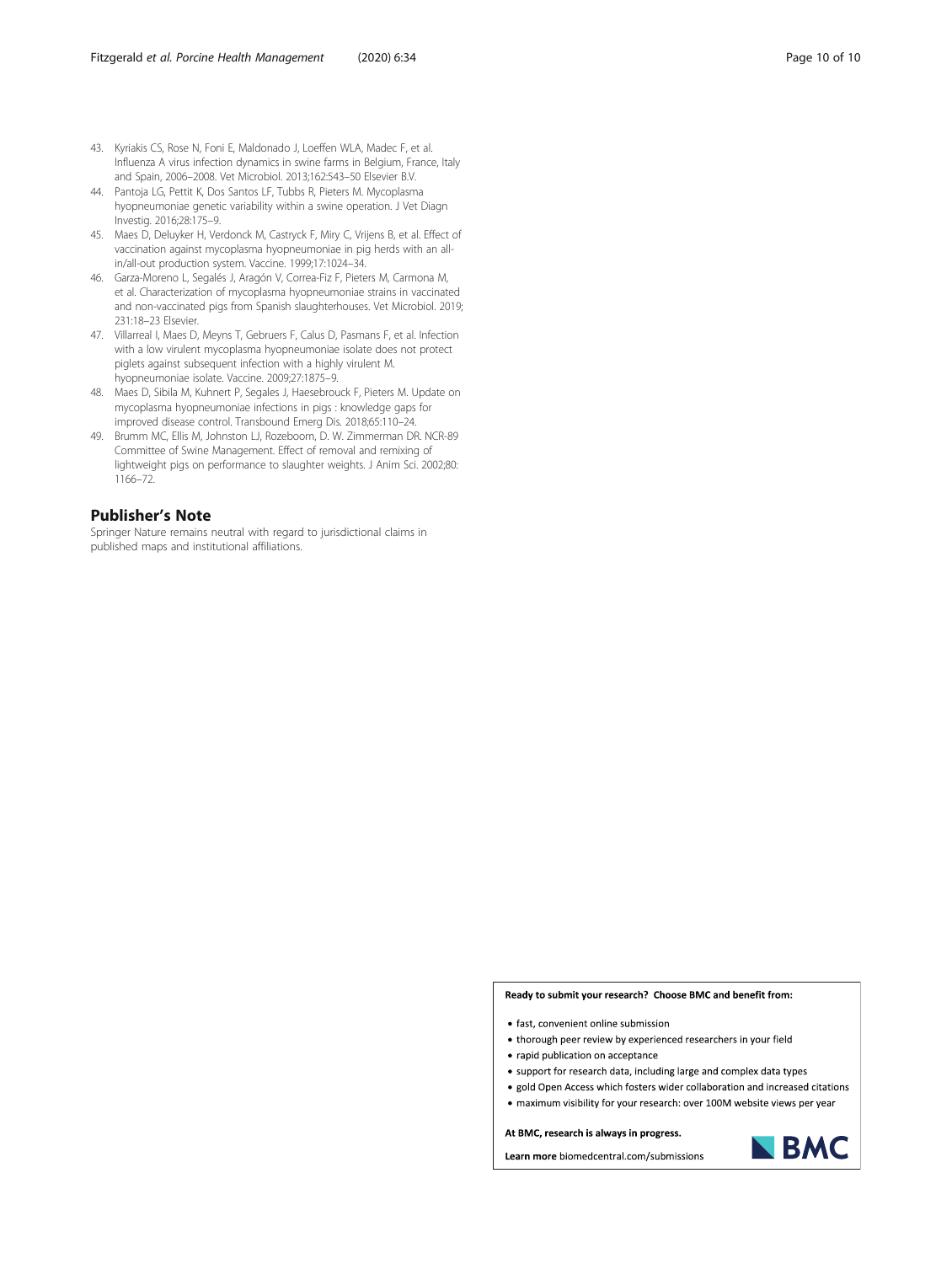43. Kyriakis CS, Rose N, Foni E, Maldonado J, Loeffen WLA, Madec F, et al. Influenza A virus infection dynamics in swine farms in Belgium, France, Italy and Spain, 2006–2008. Vet Microbiol. 2013;162:543–50 Elsevier B.V.
44. Pantoja LG, Pettit K, Dos Santos LF, Tubbs R, Pieters M. Mycoplasma hyopneumoniae genetic variability within a swine operation. J Vet Diagn Investig. 2016;28:175–9.
45. Maes D, Deluyker H, Verdonck M, Castryck F, Miry C, Vrijens B, et al. Effect of vaccination against mycoplasma hyopneumoniae in pig herds with an all-in/all-out production system. Vaccine. 1999;17:1024–34.
46. Garza-Moreno L, Segalés J, Aragón V, Correa-Fiz F, Pieters M, Carmona M, et al. Characterization of mycoplasma hyopneumoniae strains in vaccinated and non-vaccinated pigs from Spanish slaughterhouses. Vet Microbiol. 2019; 231:18–23 Elsevier.
47. Villarreal I, Maes D, Meyns T, Gebruers F, Calus D, Pasmans F, et al. Infection with a low virulent mycoplasma hyopneumoniae isolate does not protect piglets against subsequent infection with a highly virulent M. hyopneumoniae isolate. Vaccine. 2009;27:1875–9.
48. Maes D, Sibila M, Kuhnert P, Segales J, Haesebrouck F, Pieters M. Update on mycoplasma hyopneumoniae infections in pigs : knowledge gaps for improved disease control. Transbound Emerg Dis. 2018;65:110–24.
49. Brumm MC, Ellis M, Johnston LJ, Rozeboom, D. W. Zimmerman DR. NCR-89 Committee of Swine Management. Effect of removal and remixing of lightweight pigs on performance to slaughter weights. J Anim Sci. 2002;80: 1166–72.

## Publisher's Note

Springer Nature remains neutral with regard to jurisdictional claims in published maps and institutional affiliations.

**Ready to submit your research? Choose BMC and benefit from:**

- fast, convenient online submission
- thorough peer review by experienced researchers in your field
- rapid publication on acceptance
- support for research data, including large and complex data types
- gold Open Access which fosters wider collaboration and increased citations
- maximum visibility for your research: over 100M website views per year

**At BMC, research is always in progress.**

**Learn more** biomedcentral.com/submissions

BMC